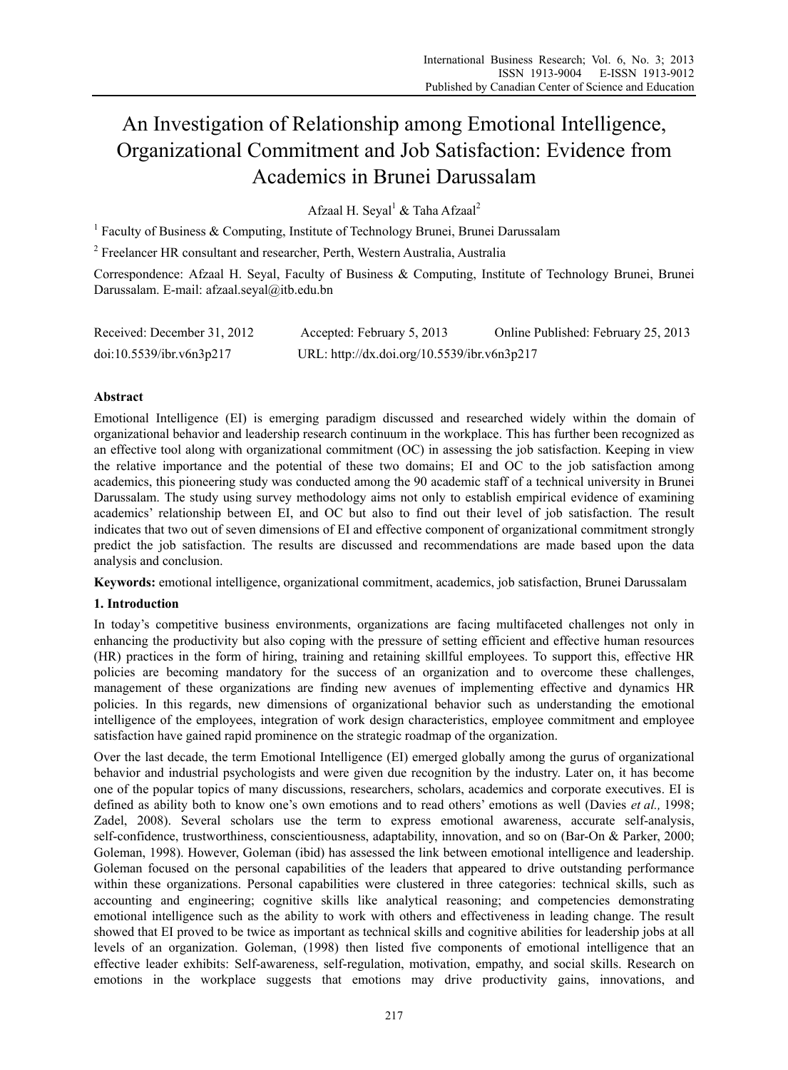# An Investigation of Relationship among Emotional Intelligence, Organizational Commitment and Job Satisfaction: Evidence from Academics in Brunei Darussalam

Afzaal H. Seyal[1] & Taha Afzaal[2]

[1] Faculty of Business & Computing, Institute of Technology Brunei, Brunei Darussalam

[2] Freelancer HR consultant and researcher, Perth, Western Australia, Australia

Correspondence: Afzaal H. Seyal, Faculty of Business & Computing, Institute of Technology Brunei, Brunei Darussalam. E-mail: afzaal.seyal@itb.edu.bn

Received: December 31, 2012 Accepted: February 5, 2013 Online Published: February 25, 2013

doi:10.5539/ibr.v6n3p217 URL: http://dx.doi.org/10.5539/ibr.v6n3p217

## Abstract

Emotional Intelligence (EI) is emerging paradigm discussed and researched widely within the domain of organizational behavior and leadership research continuum in the workplace. This has further been recognized as an effective tool along with organizational commitment (OC) in assessing the job satisfaction. Keeping in view the relative importance and the potential of these two domains; EI and OC to the job satisfaction among academics, this pioneering study was conducted among the 90 academic staff of a technical university in Brunei Darussalam. The study using survey methodology aims not only to establish empirical evidence of examining academics' relationship between EI, and OC but also to find out their level of job satisfaction. The result indicates that two out of seven dimensions of EI and effective component of organizational commitment strongly predict the job satisfaction. The results are discussed and recommendations are made based upon the data analysis and conclusion.

**Keywords:** emotional intelligence, organizational commitment, academics, job satisfaction, Brunei Darussalam

## 1. Introduction

In today's competitive business environments, organizations are facing multifaceted challenges not only in enhancing the productivity but also coping with the pressure of setting efficient and effective human resources (HR) practices in the form of hiring, training and retaining skillful employees. To support this, effective HR policies are becoming mandatory for the success of an organization and to overcome these challenges, management of these organizations are finding new avenues of implementing effective and dynamics HR policies. In this regards, new dimensions of organizational behavior such as understanding the emotional intelligence of the employees, integration of work design characteristics, employee commitment and employee satisfaction have gained rapid prominence on the strategic roadmap of the organization.

Over the last decade, the term Emotional Intelligence (EI) emerged globally among the gurus of organizational behavior and industrial psychologists and were given due recognition by the industry. Later on, it has become one of the popular topics of many discussions, researchers, scholars, academics and corporate executives. EI is defined as ability both to know one's own emotions and to read others' emotions as well (Davies *et al.,* 1998; Zadel, 2008). Several scholars use the term to express emotional awareness, accurate self-analysis, self-confidence, trustworthiness, conscientiousness, adaptability, innovation, and so on (Bar-On & Parker, 2000; Goleman, 1998). However, Goleman (ibid) has assessed the link between emotional intelligence and leadership. Goleman focused on the personal capabilities of the leaders that appeared to drive outstanding performance within these organizations. Personal capabilities were clustered in three categories: technical skills, such as accounting and engineering; cognitive skills like analytical reasoning; and competencies demonstrating emotional intelligence such as the ability to work with others and effectiveness in leading change. The result showed that EI proved to be twice as important as technical skills and cognitive abilities for leadership jobs at all levels of an organization. Goleman, (1998) then listed five components of emotional intelligence that an effective leader exhibits: Self-awareness, self-regulation, motivation, empathy, and social skills. Research on emotions in the workplace suggests that emotions may drive productivity gains, innovations, and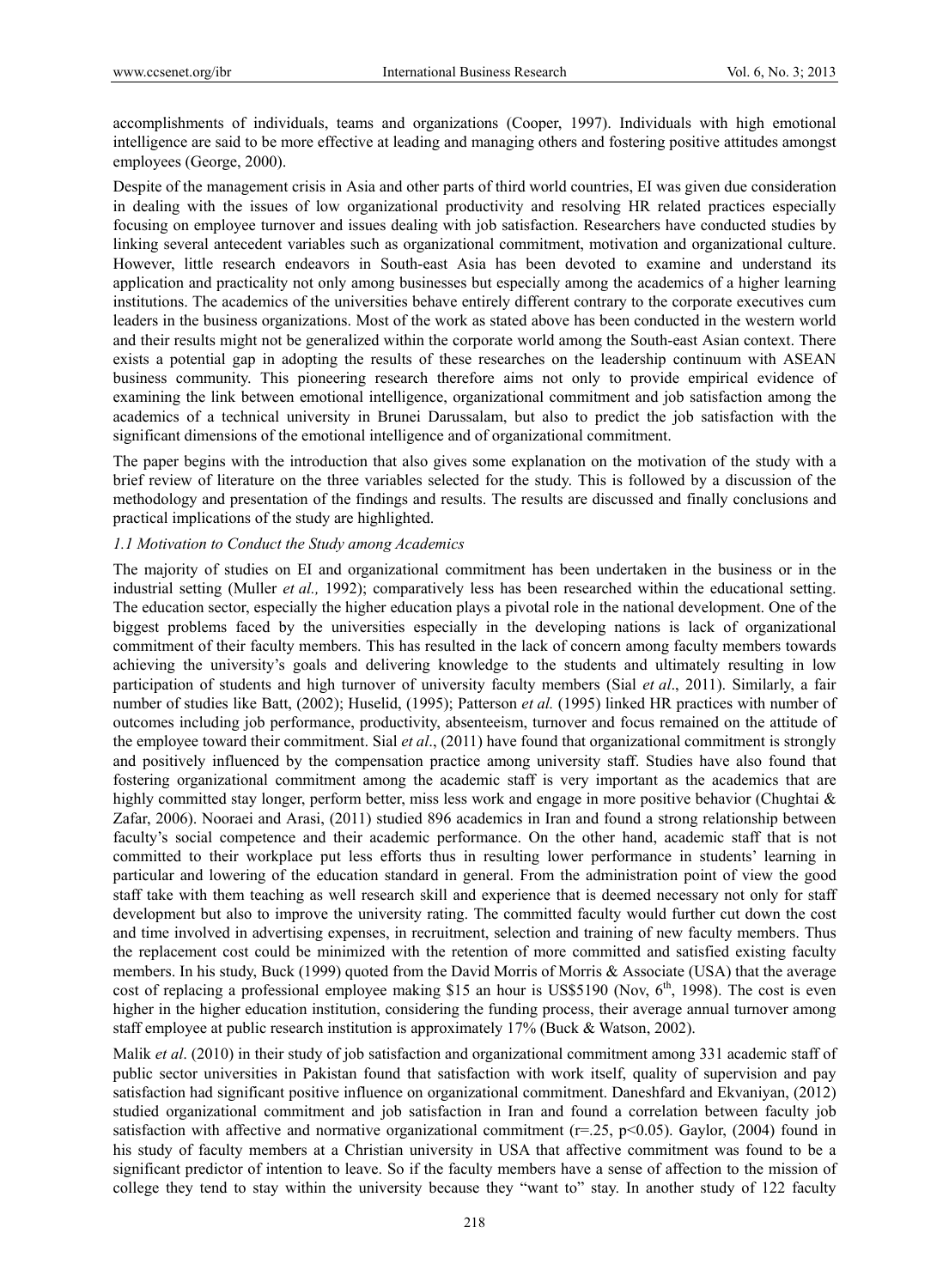accomplishments of individuals, teams and organizations (Cooper, 1997). Individuals with high emotional intelligence are said to be more effective at leading and managing others and fostering positive attitudes amongst employees (George, 2000).

Despite of the management crisis in Asia and other parts of third world countries, EI was given due consideration in dealing with the issues of low organizational productivity and resolving HR related practices especially focusing on employee turnover and issues dealing with job satisfaction. Researchers have conducted studies by linking several antecedent variables such as organizational commitment, motivation and organizational culture. However, little research endeavors in South-east Asia has been devoted to examine and understand its application and practicality not only among businesses but especially among the academics of a higher learning institutions. The academics of the universities behave entirely different contrary to the corporate executives cum leaders in the business organizations. Most of the work as stated above has been conducted in the western world and their results might not be generalized within the corporate world among the South-east Asian context. There exists a potential gap in adopting the results of these researches on the leadership continuum with ASEAN business community. This pioneering research therefore aims not only to provide empirical evidence of examining the link between emotional intelligence, organizational commitment and job satisfaction among the academics of a technical university in Brunei Darussalam, but also to predict the job satisfaction with the significant dimensions of the emotional intelligence and of organizational commitment.

The paper begins with the introduction that also gives some explanation on the motivation of the study with a brief review of literature on the three variables selected for the study. This is followed by a discussion of the methodology and presentation of the findings and results. The results are discussed and finally conclusions and practical implications of the study are highlighted.

### *1.1 Motivation to Conduct the Study among Academics*

The majority of studies on EI and organizational commitment has been undertaken in the business or in the industrial setting (Muller *et al.,* 1992); comparatively less has been researched within the educational setting. The education sector, especially the higher education plays a pivotal role in the national development. One of the biggest problems faced by the universities especially in the developing nations is lack of organizational commitment of their faculty members. This has resulted in the lack of concern among faculty members towards achieving the university's goals and delivering knowledge to the students and ultimately resulting in low participation of students and high turnover of university faculty members (Sial *et al*., 2011). Similarly, a fair number of studies like Batt, (2002); Huselid, (1995); Patterson *et al.* (1995) linked HR practices with number of outcomes including job performance, productivity, absenteeism, turnover and focus remained on the attitude of the employee toward their commitment. Sial *et al*., (2011) have found that organizational commitment is strongly and positively influenced by the compensation practice among university staff. Studies have also found that fostering organizational commitment among the academic staff is very important as the academics that are highly committed stay longer, perform better, miss less work and engage in more positive behavior (Chughtai & Zafar, 2006). Nooraei and Arasi, (2011) studied 896 academics in Iran and found a strong relationship between faculty's social competence and their academic performance. On the other hand, academic staff that is not committed to their workplace put less efforts thus in resulting lower performance in students' learning in particular and lowering of the education standard in general. From the administration point of view the good staff take with them teaching as well research skill and experience that is deemed necessary not only for staff development but also to improve the university rating. The committed faculty would further cut down the cost and time involved in advertising expenses, in recruitment, selection and training of new faculty members. Thus the replacement cost could be minimized with the retention of more committed and satisfied existing faculty members. In his study, Buck (1999) quoted from the David Morris of Morris & Associate (USA) that the average cost of replacing a professional employee making $15 an hour is US$5190 (Nov, 6th, 1998). The cost is even higher in the higher education institution, considering the funding process, their average annual turnover among staff employee at public research institution is approximately 17% (Buck & Watson, 2002).

Malik *et al*. (2010) in their study of job satisfaction and organizational commitment among 331 academic staff of public sector universities in Pakistan found that satisfaction with work itself, quality of supervision and pay satisfaction had significant positive influence on organizational commitment. Daneshfard and Ekvaniyan, (2012) studied organizational commitment and job satisfaction in Iran and found a correlation between faculty job satisfaction with affective and normative organizational commitment ($r=.25$, $p<0.05$). Gaylor, (2004) found in his study of faculty members at a Christian university in USA that affective commitment was found to be a significant predictor of intention to leave. So if the faculty members have a sense of affection to the mission of college they tend to stay within the university because they "want to" stay. In another study of 122 faculty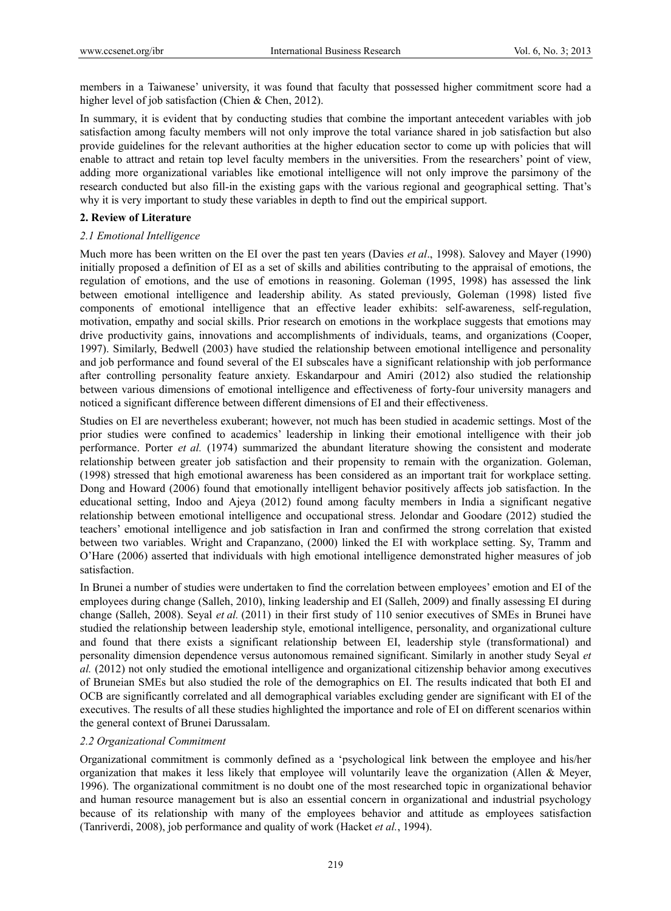members in a Taiwanese' university, it was found that faculty that possessed higher commitment score had a higher level of job satisfaction (Chien & Chen, 2012).

In summary, it is evident that by conducting studies that combine the important antecedent variables with job satisfaction among faculty members will not only improve the total variance shared in job satisfaction but also provide guidelines for the relevant authorities at the higher education sector to come up with policies that will enable to attract and retain top level faculty members in the universities. From the researchers' point of view, adding more organizational variables like emotional intelligence will not only improve the parsimony of the research conducted but also fill-in the existing gaps with the various regional and geographical setting. That's why it is very important to study these variables in depth to find out the empirical support.

## 2. Review of Literature

### *2.1 Emotional Intelligence*

Much more has been written on the EI over the past ten years (Davies *et al*., 1998). Salovey and Mayer (1990) initially proposed a definition of EI as a set of skills and abilities contributing to the appraisal of emotions, the regulation of emotions, and the use of emotions in reasoning. Goleman (1995, 1998) has assessed the link between emotional intelligence and leadership ability. As stated previously, Goleman (1998) listed five components of emotional intelligence that an effective leader exhibits: self-awareness, self-regulation, motivation, empathy and social skills. Prior research on emotions in the workplace suggests that emotions may drive productivity gains, innovations and accomplishments of individuals, teams, and organizations (Cooper, 1997). Similarly, Bedwell (2003) have studied the relationship between emotional intelligence and personality and job performance and found several of the EI subscales have a significant relationship with job performance after controlling personality feature anxiety. Eskandarpour and Amiri (2012) also studied the relationship between various dimensions of emotional intelligence and effectiveness of forty-four university managers and noticed a significant difference between different dimensions of EI and their effectiveness.

Studies on EI are nevertheless exuberant; however, not much has been studied in academic settings. Most of the prior studies were confined to academics' leadership in linking their emotional intelligence with their job performance. Porter *et al.* (1974) summarized the abundant literature showing the consistent and moderate relationship between greater job satisfaction and their propensity to remain with the organization. Goleman, (1998) stressed that high emotional awareness has been considered as an important trait for workplace setting. Dong and Howard (2006) found that emotionally intelligent behavior positively affects job satisfaction. In the educational setting, Indoo and Ajeya (2012) found among faculty members in India a significant negative relationship between emotional intelligence and occupational stress. Jelondar and Goodare (2012) studied the teachers' emotional intelligence and job satisfaction in Iran and confirmed the strong correlation that existed between two variables. Wright and Crapanzano, (2000) linked the EI with workplace setting. Sy, Tramm and O'Hare (2006) asserted that individuals with high emotional intelligence demonstrated higher measures of job satisfaction.

In Brunei a number of studies were undertaken to find the correlation between employees' emotion and EI of the employees during change (Salleh, 2010), linking leadership and EI (Salleh, 2009) and finally assessing EI during change (Salleh, 2008). Seyal *et al.* (2011) in their first study of 110 senior executives of SMEs in Brunei have studied the relationship between leadership style, emotional intelligence, personality, and organizational culture and found that there exists a significant relationship between EI, leadership style (transformational) and personality dimension dependence versus autonomous remained significant. Similarly in another study Seyal *et al.* (2012) not only studied the emotional intelligence and organizational citizenship behavior among executives of Bruneian SMEs but also studied the role of the demographics on EI. The results indicated that both EI and OCB are significantly correlated and all demographical variables excluding gender are significant with EI of the executives. The results of all these studies highlighted the importance and role of EI on different scenarios within the general context of Brunei Darussalam.

### *2.2 Organizational Commitment*

Organizational commitment is commonly defined as a 'psychological link between the employee and his/her organization that makes it less likely that employee will voluntarily leave the organization (Allen & Meyer, 1996). The organizational commitment is no doubt one of the most researched topic in organizational behavior and human resource management but is also an essential concern in organizational and industrial psychology because of its relationship with many of the employees behavior and attitude as employees satisfaction (Tanriverdi, 2008), job performance and quality of work (Hacket *et al.*, 1994).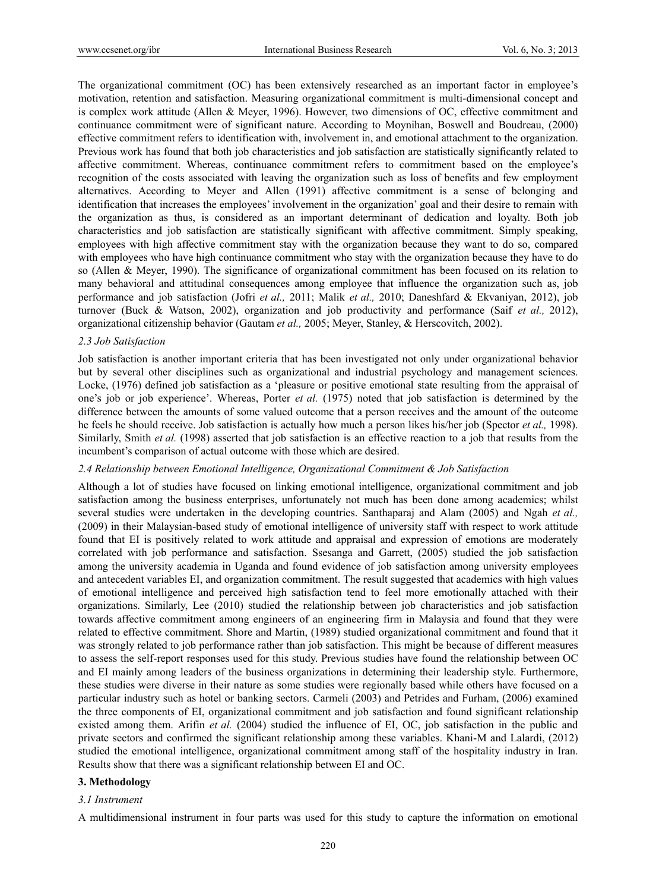The organizational commitment (OC) has been extensively researched as an important factor in employee's motivation, retention and satisfaction. Measuring organizational commitment is multi-dimensional concept and is complex work attitude (Allen & Meyer, 1996). However, two dimensions of OC, effective commitment and continuance commitment were of significant nature. According to Moynihan, Boswell and Boudreau, (2000) effective commitment refers to identification with, involvement in, and emotional attachment to the organization. Previous work has found that both job characteristics and job satisfaction are statistically significantly related to affective commitment. Whereas, continuance commitment refers to commitment based on the employee's recognition of the costs associated with leaving the organization such as loss of benefits and few employment alternatives. According to Meyer and Allen (1991) affective commitment is a sense of belonging and identification that increases the employees' involvement in the organization' goal and their desire to remain with the organization as thus, is considered as an important determinant of dedication and loyalty. Both job characteristics and job satisfaction are statistically significant with affective commitment. Simply speaking, employees with high affective commitment stay with the organization because they want to do so, compared with employees who have high continuance commitment who stay with the organization because they have to do so (Allen & Meyer, 1990). The significance of organizational commitment has been focused on its relation to many behavioral and attitudinal consequences among employee that influence the organization such as, job performance and job satisfaction (Jofri *et al.,* 2011; Malik *et al.,* 2010; Daneshfard & Ekvaniyan, 2012), job turnover (Buck & Watson, 2002), organization and job productivity and performance (Saif *et al.,* 2012), organizational citizenship behavior (Gautam *et al.,* 2005; Meyer, Stanley, & Herscovitch, 2002).

### *2.3 Job Satisfaction*

Job satisfaction is another important criteria that has been investigated not only under organizational behavior but by several other disciplines such as organizational and industrial psychology and management sciences. Locke, (1976) defined job satisfaction as a 'pleasure or positive emotional state resulting from the appraisal of one's job or job experience'. Whereas, Porter *et al.* (1975) noted that job satisfaction is determined by the difference between the amounts of some valued outcome that a person receives and the amount of the outcome he feels he should receive. Job satisfaction is actually how much a person likes his/her job (Spector *et al.,* 1998). Similarly, Smith *et al.* (1998) asserted that job satisfaction is an effective reaction to a job that results from the incumbent's comparison of actual outcome with those which are desired.

### *2.4 Relationship between Emotional Intelligence, Organizational Commitment & Job Satisfaction*

Although a lot of studies have focused on linking emotional intelligence, organizational commitment and job satisfaction among the business enterprises, unfortunately not much has been done among academics; whilst several studies were undertaken in the developing countries. Santhaparaj and Alam (2005) and Ngah *et al.,* (2009) in their Malaysian-based study of emotional intelligence of university staff with respect to work attitude found that EI is positively related to work attitude and appraisal and expression of emotions are moderately correlated with job performance and satisfaction. Ssesanga and Garrett, (2005) studied the job satisfaction among the university academia in Uganda and found evidence of job satisfaction among university employees and antecedent variables EI, and organization commitment. The result suggested that academics with high values of emotional intelligence and perceived high satisfaction tend to feel more emotionally attached with their organizations. Similarly, Lee (2010) studied the relationship between job characteristics and job satisfaction towards affective commitment among engineers of an engineering firm in Malaysia and found that they were related to effective commitment. Shore and Martin, (1989) studied organizational commitment and found that it was strongly related to job performance rather than job satisfaction. This might be because of different measures to assess the self-report responses used for this study. Previous studies have found the relationship between OC and EI mainly among leaders of the business organizations in determining their leadership style. Furthermore, these studies were diverse in their nature as some studies were regionally based while others have focused on a particular industry such as hotel or banking sectors. Carmeli (2003) and Petrides and Furham, (2006) examined the three components of EI, organizational commitment and job satisfaction and found significant relationship existed among them. Arifin *et al.* (2004) studied the influence of EI, OC, job satisfaction in the public and private sectors and confirmed the significant relationship among these variables. Khani-M and Lalardi, (2012) studied the emotional intelligence, organizational commitment among staff of the hospitality industry in Iran. Results show that there was a significant relationship between EI and OC.

## 3. Methodology

### *3.1 Instrument*

A multidimensional instrument in four parts was used for this study to capture the information on emotional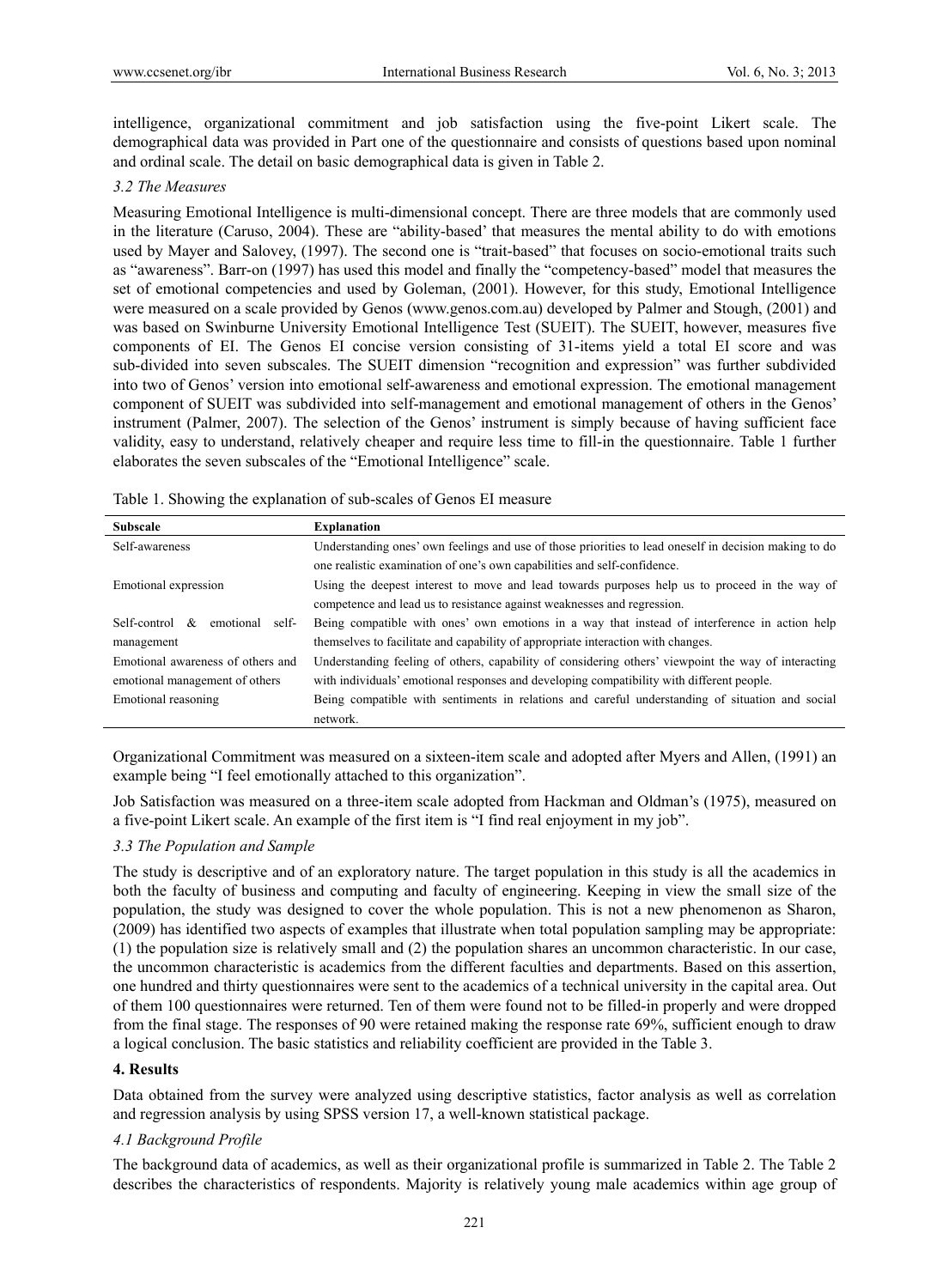intelligence, organizational commitment and job satisfaction using the five-point Likert scale. The demographical data was provided in Part one of the questionnaire and consists of questions based upon nominal and ordinal scale. The detail on basic demographical data is given in Table 2.

### *3.2 The Measures*

Measuring Emotional Intelligence is multi-dimensional concept. There are three models that are commonly used in the literature (Caruso, 2004). These are "ability-based' that measures the mental ability to do with emotions used by Mayer and Salovey, (1997). The second one is "trait-based" that focuses on socio-emotional traits such as "awareness". Barr-on (1997) has used this model and finally the "competency-based" model that measures the set of emotional competencies and used by Goleman, (2001). However, for this study, Emotional Intelligence were measured on a scale provided by Genos (www.genos.com.au) developed by Palmer and Stough, (2001) and was based on Swinburne University Emotional Intelligence Test (SUEIT). The SUEIT, however, measures five components of EI. The Genos EI concise version consisting of 31-items yield a total EI score and was sub-divided into seven subscales. The SUEIT dimension "recognition and expression" was further subdivided into two of Genos' version into emotional self-awareness and emotional expression. The emotional management component of SUEIT was subdivided into self-management and emotional management of others in the Genos' instrument (Palmer, 2007). The selection of the Genos' instrument is simply because of having sufficient face validity, easy to understand, relatively cheaper and require less time to fill-in the questionnaire. Table 1 further elaborates the seven subscales of the "Emotional Intelligence" scale.

Table 1. Showing the explanation of sub-scales of Genos EI measure

| Subscale | Explanation |
|---|---|
| Self-awareness | Understanding ones' own feelings and use of those priorities to lead oneself in decision making to do one realistic examination of one's own capabilities and self-confidence. |
| Emotional expression | Using the deepest interest to move and lead towards purposes help us to proceed in the way of competence and lead us to resistance against weaknesses and regression. |
| Self-control & emotional self-management | Being compatible with ones' own emotions in a way that instead of interference in action help themselves to facilitate and capability of appropriate interaction with changes. |
| Emotional awareness of others and emotional management of others | Understanding feeling of others, capability of considering others' viewpoint the way of interacting with individuals' emotional responses and developing compatibility with different people. |
| Emotional reasoning | Being compatible with sentiments in relations and careful understanding of situation and social network. |

Organizational Commitment was measured on a sixteen-item scale and adopted after Myers and Allen, (1991) an example being "I feel emotionally attached to this organization".

Job Satisfaction was measured on a three-item scale adopted from Hackman and Oldman's (1975), measured on a five-point Likert scale. An example of the first item is "I find real enjoyment in my job".

### *3.3 The Population and Sample*

The study is descriptive and of an exploratory nature. The target population in this study is all the academics in both the faculty of business and computing and faculty of engineering. Keeping in view the small size of the population, the study was designed to cover the whole population. This is not a new phenomenon as Sharon, (2009) has identified two aspects of examples that illustrate when total population sampling may be appropriate: (1) the population size is relatively small and (2) the population shares an uncommon characteristic. In our case, the uncommon characteristic is academics from the different faculties and departments. Based on this assertion, one hundred and thirty questionnaires were sent to the academics of a technical university in the capital area. Out of them 100 questionnaires were returned. Ten of them were found not to be filled-in properly and were dropped from the final stage. The responses of 90 were retained making the response rate 69%, sufficient enough to draw a logical conclusion. The basic statistics and reliability coefficient are provided in the Table 3.

## 4. Results

Data obtained from the survey were analyzed using descriptive statistics, factor analysis as well as correlation and regression analysis by using SPSS version 17, a well-known statistical package.

### *4.1 Background Profile*

The background data of academics, as well as their organizational profile is summarized in Table 2. The Table 2 describes the characteristics of respondents. Majority is relatively young male academics within age group of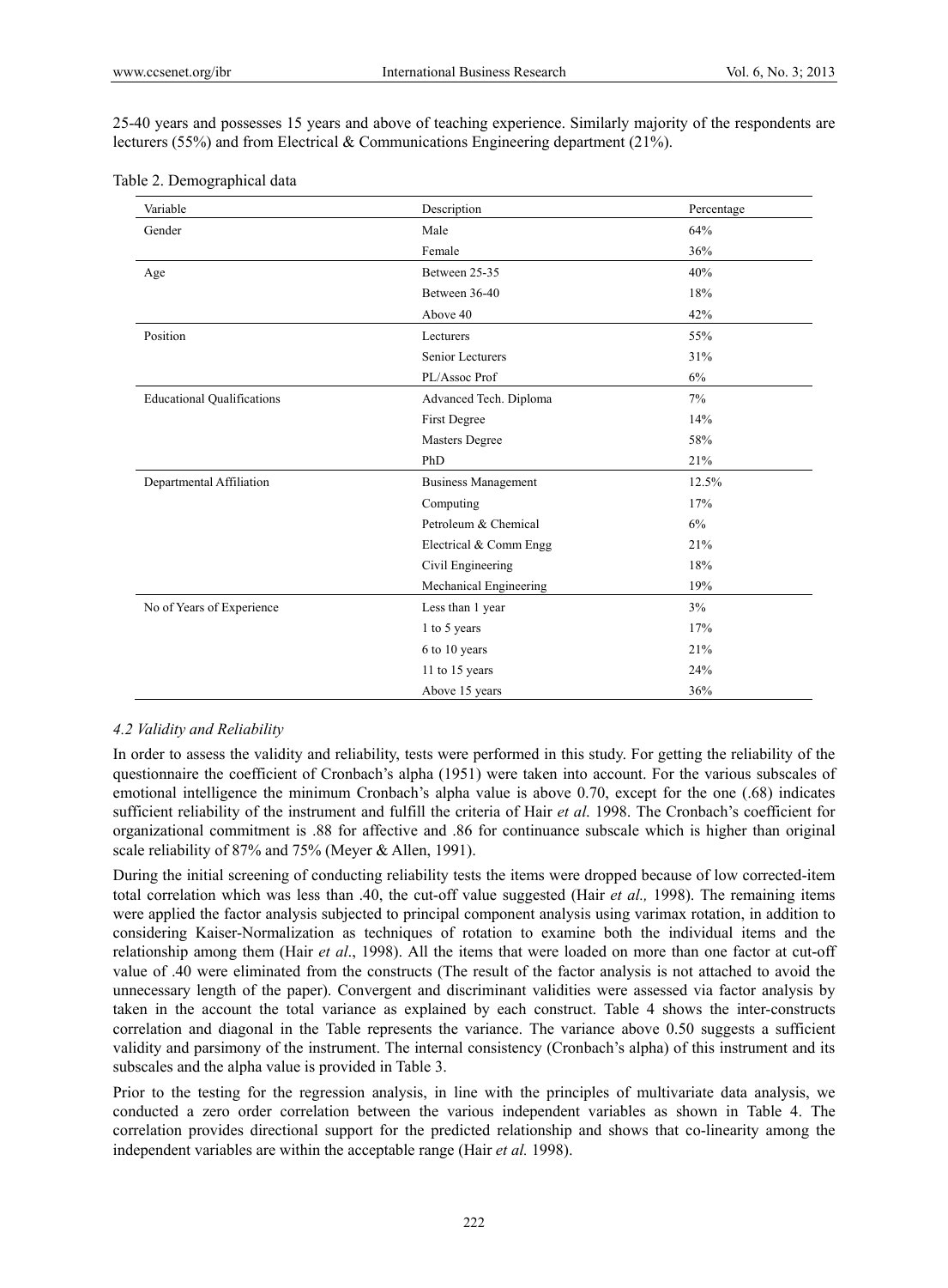25-40 years and possesses 15 years and above of teaching experience. Similarly majority of the respondents are lecturers (55%) and from Electrical & Communications Engineering department (21%).

Table 2. Demographical data

| Variable | Description | Percentage |
|---|---|---|
| Gender | Male | 64% |
| | Female | 36% |
| Age | Between 25-35 | 40% |
| | Between 36-40 | 18% |
| | Above 40 | 42% |
| Position | Lecturers | 55% |
| | Senior Lecturers | 31% |
| | PL/Assoc Prof | 6% |
| Educational Qualifications | Advanced Tech. Diploma | 7% |
| | First Degree | 14% |
| | Masters Degree | 58% |
| | PhD | 21% |
| Departmental Affiliation | Business Management | 12.5% |
| | Computing | 17% |
| | Petroleum & Chemical | 6% |
| | Electrical & Comm Engg | 21% |
| | Civil Engineering | 18% |
| | Mechanical Engineering | 19% |
| No of Years of Experience | Less than 1 year | 3% |
| | 1 to 5 years | 17% |
| | 6 to 10 years | 21% |
| | 11 to 15 years | 24% |
| | Above 15 years | 36% |

### *4.2 Validity and Reliability*

In order to assess the validity and reliability, tests were performed in this study. For getting the reliability of the questionnaire the coefficient of Cronbach's alpha (1951) were taken into account. For the various subscales of emotional intelligence the minimum Cronbach's alpha value is above 0.70, except for the one (.68) indicates sufficient reliability of the instrument and fulfill the criteria of Hair *et al*. 1998. The Cronbach's coefficient for organizational commitment is .88 for affective and .86 for continuance subscale which is higher than original scale reliability of 87% and 75% (Meyer & Allen, 1991).

During the initial screening of conducting reliability tests the items were dropped because of low corrected-item total correlation which was less than .40, the cut-off value suggested (Hair *et al.,* 1998). The remaining items were applied the factor analysis subjected to principal component analysis using varimax rotation, in addition to considering Kaiser-Normalization as techniques of rotation to examine both the individual items and the relationship among them (Hair *et al*., 1998). All the items that were loaded on more than one factor at cut-off value of .40 were eliminated from the constructs (The result of the factor analysis is not attached to avoid the unnecessary length of the paper). Convergent and discriminant validities were assessed via factor analysis by taken in the account the total variance as explained by each construct. Table 4 shows the inter-constructs correlation and diagonal in the Table represents the variance. The variance above 0.50 suggests a sufficient validity and parsimony of the instrument. The internal consistency (Cronbach's alpha) of this instrument and its subscales and the alpha value is provided in Table 3.

Prior to the testing for the regression analysis, in line with the principles of multivariate data analysis, we conducted a zero order correlation between the various independent variables as shown in Table 4. The correlation provides directional support for the predicted relationship and shows that co-linearity among the independent variables are within the acceptable range (Hair *et al.* 1998).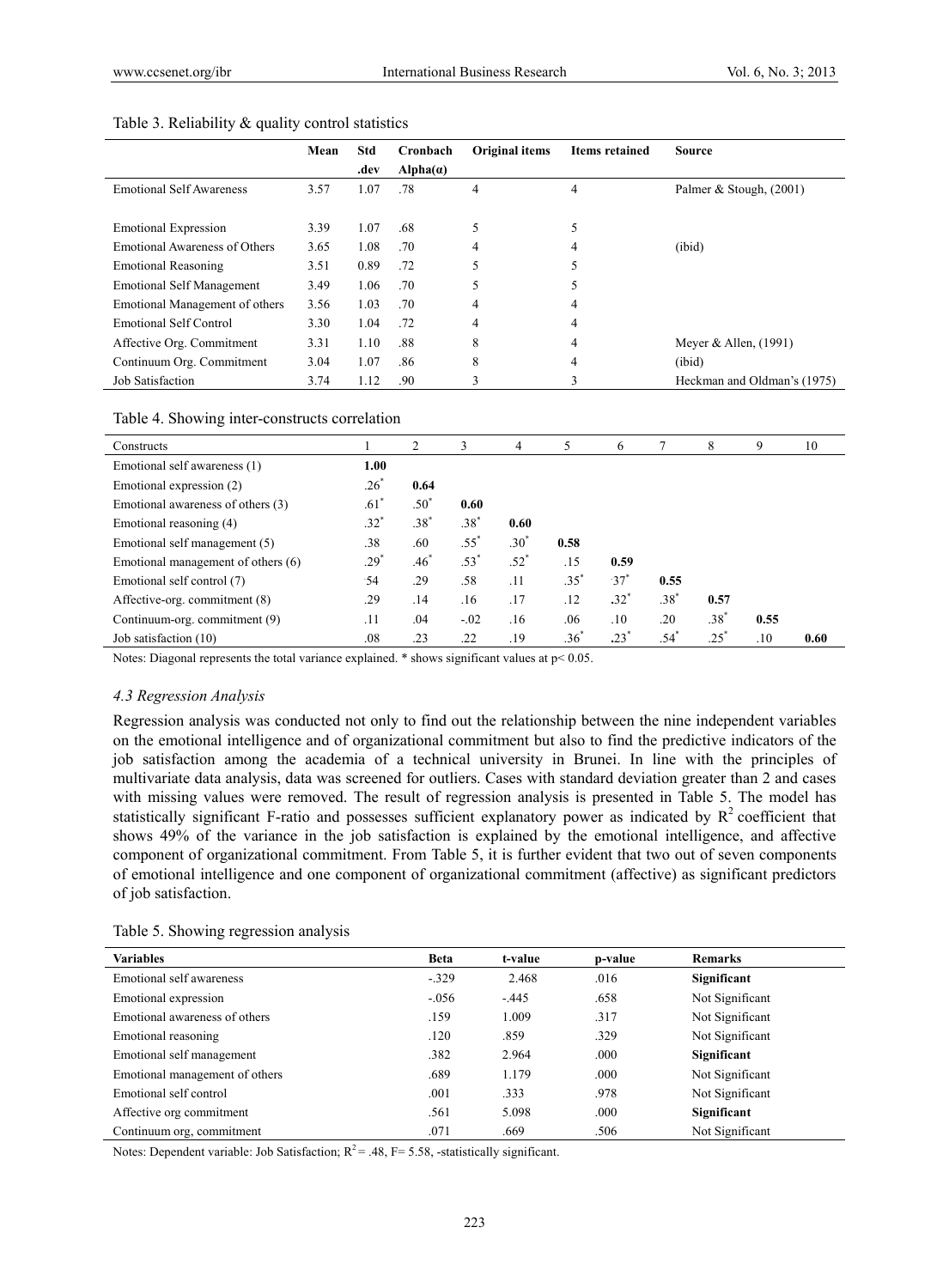Table 3. Reliability & quality control statistics

| | Mean | Std .dev | Cronbach Alpha(α) | Original items | Items retained | Source |
|---|---|---|---|---|---|---|
| Emotional Self Awareness | 3.57 | 1.07 | .78 | 4 | 4 | Palmer & Stough, (2001) |
| Emotional Expression | 3.39 | 1.07 | .68 | 5 | 5 | |
| Emotional Awareness of Others | 3.65 | 1.08 | .70 | 4 | 4 | (ibid) |
| Emotional Reasoning | 3.51 | 0.89 | .72 | 5 | 5 | |
| Emotional Self Management | 3.49 | 1.06 | .70 | 5 | 5 | |
| Emotional Management of others | 3.56 | 1.03 | .70 | 4 | 4 | |
| Emotional Self Control | 3.30 | 1.04 | .72 | 4 | 4 | |
| Affective Org. Commitment | 3.31 | 1.10 | .88 | 8 | 4 | Meyer & Allen, (1991) |
| Continuum Org. Commitment | 3.04 | 1.07 | .86 | 8 | 4 | (ibid) |
| Job Satisfaction | 3.74 | 1.12 | .90 | 3 | 3 | Heckman and Oldman's (1975) |

Table 4. Showing inter-constructs correlation

| Constructs | 1 | 2 | 3 | 4 | 5 | 6 | 7 | 8 | 9 | 10 |
|---|---|---|---|---|---|---|---|---|---|---|
| Emotional self awareness (1) | **1.00** | | | | | | | | | |
| Emotional expression (2) | .26* | **0.64** | | | | | | | | |
| Emotional awareness of others (3) | .61* | .50* | **0.60** | | | | | | | |
| Emotional reasoning (4) | .32* | .38* | .38* | **0.60** | | | | | | |
| Emotional self management (5) | .38 | .60 | .55* | .30* | **0.58** | | | | | |
| Emotional management of others (6) | .29* | .46* | .53* | .52* | .15 | **0.59** | | | | |
| Emotional self control (7) | 54 | .29 | .58 | .11 | .35* | 37* | **0.55** | | | |
| Affective-org. commitment (8) | .29 | .14 | .16 | .17 | .12 | .32* | .38* | **0.57** | | |
| Continuum-org. commitment (9) | .11 | .04 | -.02 | .16 | .06 | .10 | .20 | .38* | **0.55** | |
| Job satisfaction (10) | .08 | .23 | .22 | .19 | .36* | .23* | .54* | .25* | .10 | **0.60** |

Notes: Diagonal represents the total variance explained. * shows significant values at $p< 0.05$.

### *4.3 Regression Analysis*

Regression analysis was conducted not only to find out the relationship between the nine independent variables on the emotional intelligence and of organizational commitment but also to find the predictive indicators of the job satisfaction among the academia of a technical university in Brunei. In line with the principles of multivariate data analysis, data was screened for outliers. Cases with standard deviation greater than 2 and cases with missing values were removed. The result of regression analysis is presented in Table 5. The model has statistically significant F-ratio and possesses sufficient explanatory power as indicated by $R^2$ coefficient that shows 49% of the variance in the job satisfaction is explained by the emotional intelligence, and affective component of organizational commitment. From Table 5, it is further evident that two out of seven components of emotional intelligence and one component of organizational commitment (affective) as significant predictors of job satisfaction.

Table 5. Showing regression analysis

| Variables | Beta | t-value | p-value | Remarks |
|---|---|---|---|---|
| Emotional self awareness | -.329 | 2.468 | .016 | **Significant** |
| Emotional expression | -.056 | -.445 | .658 | Not Significant |
| Emotional awareness of others | .159 | 1.009 | .317 | Not Significant |
| Emotional reasoning | .120 | .859 | .329 | Not Significant |
| Emotional self management | .382 | 2.964 | .000 | **Significant** |
| Emotional management of others | .689 | 1.179 | .000 | Not Significant |
| Emotional self control | .001 | .333 | .978 | Not Significant |
| Affective org commitment | .561 | 5.098 | .000 | **Significant** |
| Continuum org, commitment | .071 | .669 | .506 | Not Significant |

Notes: Dependent variable: Job Satisfaction; $R^2 = .48$, $F= 5.58$, -statistically significant.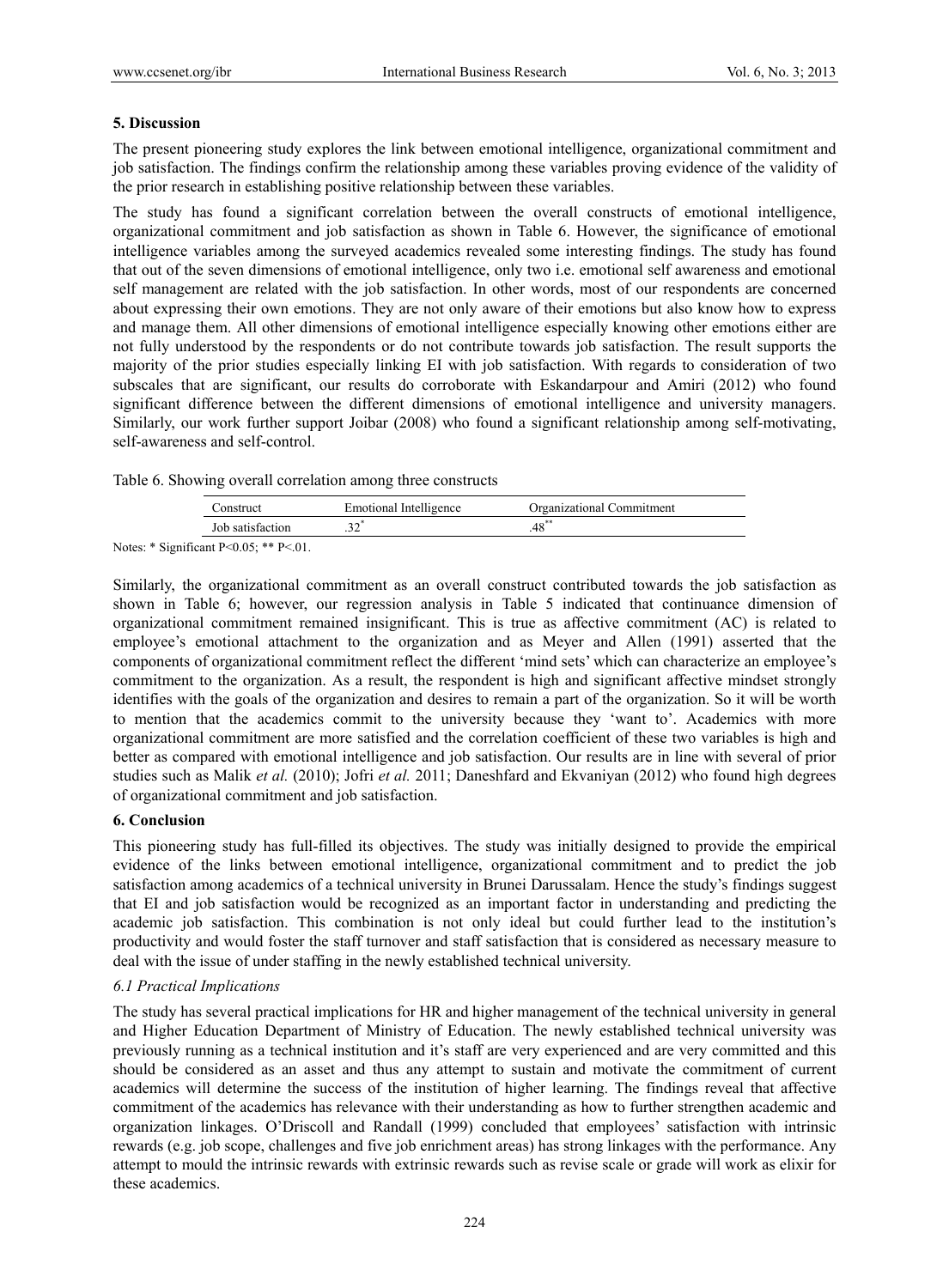## 5. Discussion

The present pioneering study explores the link between emotional intelligence, organizational commitment and job satisfaction. The findings confirm the relationship among these variables proving evidence of the validity of the prior research in establishing positive relationship between these variables.

The study has found a significant correlation between the overall constructs of emotional intelligence, organizational commitment and job satisfaction as shown in Table 6. However, the significance of emotional intelligence variables among the surveyed academics revealed some interesting findings. The study has found that out of the seven dimensions of emotional intelligence, only two i.e. emotional self awareness and emotional self management are related with the job satisfaction. In other words, most of our respondents are concerned about expressing their own emotions. They are not only aware of their emotions but also know how to express and manage them. All other dimensions of emotional intelligence especially knowing other emotions either are not fully understood by the respondents or do not contribute towards job satisfaction. The result supports the majority of the prior studies especially linking EI with job satisfaction. With regards to consideration of two subscales that are significant, our results do corroborate with Eskandarpour and Amiri (2012) who found significant difference between the different dimensions of emotional intelligence and university managers. Similarly, our work further support Joibar (2008) who found a significant relationship among self-motivating, self-awareness and self-control.

Table 6. Showing overall correlation among three constructs

| Construct | Emotional Intelligence | Organizational Commitment |
|---|---|---|
| Job satisfaction | .32* | .48** |

Notes: * Significant P<0.05; ** P<.01.

Similarly, the organizational commitment as an overall construct contributed towards the job satisfaction as shown in Table 6; however, our regression analysis in Table 5 indicated that continuance dimension of organizational commitment remained insignificant. This is true as affective commitment (AC) is related to employee's emotional attachment to the organization and as Meyer and Allen (1991) asserted that the components of organizational commitment reflect the different 'mind sets' which can characterize an employee's commitment to the organization. As a result, the respondent is high and significant affective mindset strongly identifies with the goals of the organization and desires to remain a part of the organization. So it will be worth to mention that the academics commit to the university because they 'want to'. Academics with more organizational commitment are more satisfied and the correlation coefficient of these two variables is high and better as compared with emotional intelligence and job satisfaction. Our results are in line with several of prior studies such as Malik *et al.* (2010); Jofri *et al.* 2011; Daneshfard and Ekvaniyan (2012) who found high degrees of organizational commitment and job satisfaction.

## 6. Conclusion

This pioneering study has full-filled its objectives. The study was initially designed to provide the empirical evidence of the links between emotional intelligence, organizational commitment and to predict the job satisfaction among academics of a technical university in Brunei Darussalam. Hence the study's findings suggest that EI and job satisfaction would be recognized as an important factor in understanding and predicting the academic job satisfaction. This combination is not only ideal but could further lead to the institution's productivity and would foster the staff turnover and staff satisfaction that is considered as necessary measure to deal with the issue of under staffing in the newly established technical university.

### *6.1 Practical Implications*

The study has several practical implications for HR and higher management of the technical university in general and Higher Education Department of Ministry of Education. The newly established technical university was previously running as a technical institution and it's staff are very experienced and are very committed and this should be considered as an asset and thus any attempt to sustain and motivate the commitment of current academics will determine the success of the institution of higher learning. The findings reveal that affective commitment of the academics has relevance with their understanding as how to further strengthen academic and organization linkages. O'Driscoll and Randall (1999) concluded that employees' satisfaction with intrinsic rewards (e.g. job scope, challenges and five job enrichment areas) has strong linkages with the performance. Any attempt to mould the intrinsic rewards with extrinsic rewards such as revise scale or grade will work as elixir for these academics.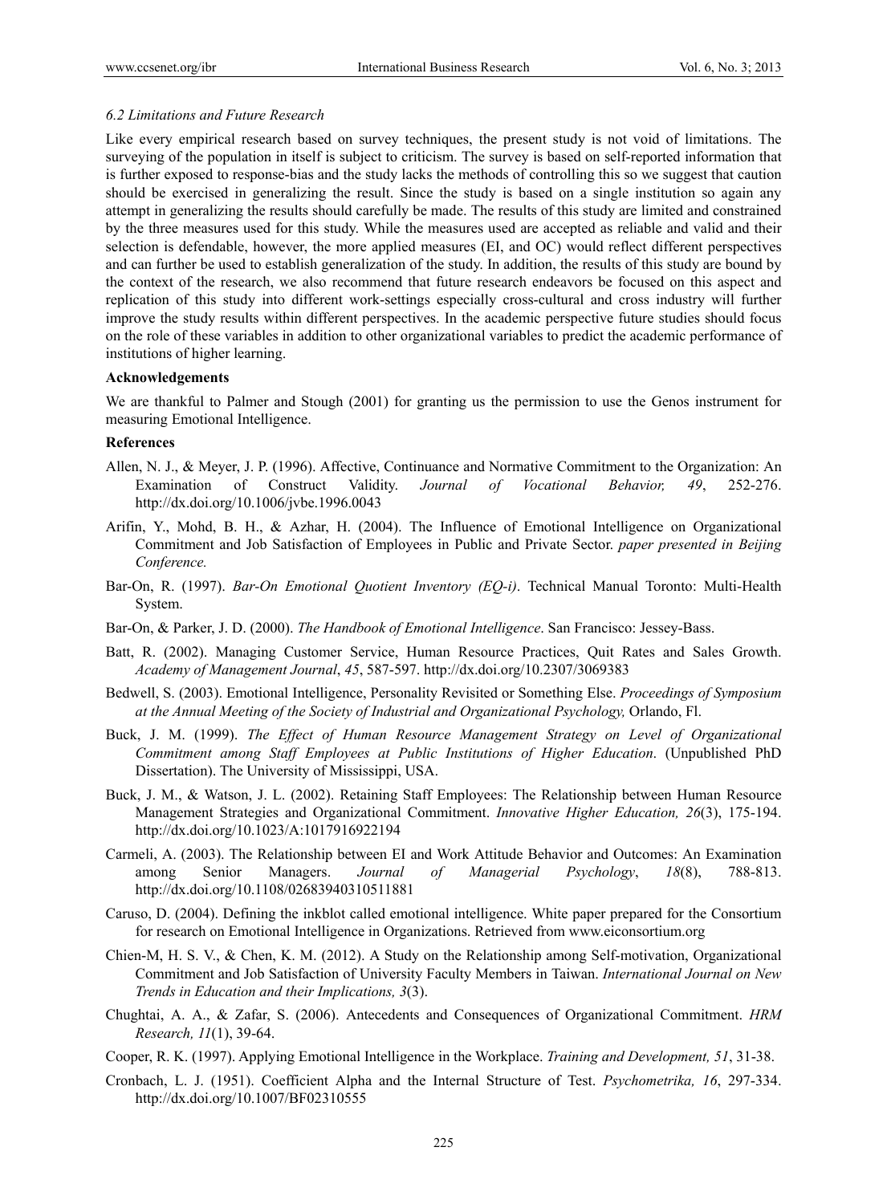### *6.2 Limitations and Future Research*

Like every empirical research based on survey techniques, the present study is not void of limitations. The surveying of the population in itself is subject to criticism. The survey is based on self-reported information that is further exposed to response-bias and the study lacks the methods of controlling this so we suggest that caution should be exercised in generalizing the result. Since the study is based on a single institution so again any attempt in generalizing the results should carefully be made. The results of this study are limited and constrained by the three measures used for this study. While the measures used are accepted as reliable and valid and their selection is defendable, however, the more applied measures (EI, and OC) would reflect different perspectives and can further be used to establish generalization of the study. In addition, the results of this study are bound by the context of the research, we also recommend that future research endeavors be focused on this aspect and replication of this study into different work-settings especially cross-cultural and cross industry will further improve the study results within different perspectives. In the academic perspective future studies should focus on the role of these variables in addition to other organizational variables to predict the academic performance of institutions of higher learning.

**Acknowledgements**

We are thankful to Palmer and Stough (2001) for granting us the permission to use the Genos instrument for measuring Emotional Intelligence.

**References**

Allen, N. J., & Meyer, J. P. (1996). Affective, Continuance and Normative Commitment to the Organization: An Examination of Construct Validity. *Journal of Vocational Behavior, 49*, 252-276. http://dx.doi.org/10.1006/jvbe.1996.0043

Arifin, Y., Mohd, B. H., & Azhar, H. (2004). The Influence of Emotional Intelligence on Organizational Commitment and Job Satisfaction of Employees in Public and Private Sector. *paper presented in Beijing Conference.*

Bar-On, R. (1997). *Bar-On Emotional Quotient Inventory (EQ-i)*. Technical Manual Toronto: Multi-Health System.

Bar-On, & Parker, J. D. (2000). *The Handbook of Emotional Intelligence*. San Francisco: Jessey-Bass.

Batt, R. (2002). Managing Customer Service, Human Resource Practices, Quit Rates and Sales Growth. *Academy of Management Journal*, *45*, 587-597. http://dx.doi.org/10.2307/3069383

Bedwell, S. (2003). Emotional Intelligence, Personality Revisited or Something Else. *Proceedings of Symposium at the Annual Meeting of the Society of Industrial and Organizational Psychology,* Orlando, Fl.

Buck, J. M. (1999). *The Effect of Human Resource Management Strategy on Level of Organizational Commitment among Staff Employees at Public Institutions of Higher Education*. (Unpublished PhD Dissertation). The University of Mississippi, USA.

Buck, J. M., & Watson, J. L. (2002). Retaining Staff Employees: The Relationship between Human Resource Management Strategies and Organizational Commitment. *Innovative Higher Education, 26*(3), 175-194. http://dx.doi.org/10.1023/A:1017916922194

Carmeli, A. (2003). The Relationship between EI and Work Attitude Behavior and Outcomes: An Examination among Senior Managers. *Journal of Managerial Psychology*, *18*(8), 788-813. http://dx.doi.org/10.1108/02683940310511881

Caruso, D. (2004). Defining the inkblot called emotional intelligence. White paper prepared for the Consortium for research on Emotional Intelligence in Organizations. Retrieved from www.eiconsortium.org

Chien-M, H. S. V., & Chen, K. M. (2012). A Study on the Relationship among Self-motivation, Organizational Commitment and Job Satisfaction of University Faculty Members in Taiwan. *International Journal on New Trends in Education and their Implications, 3*(3).

Chughtai, A. A., & Zafar, S. (2006). Antecedents and Consequences of Organizational Commitment. *HRM Research, 11*(1), 39-64.

Cooper, R. K. (1997). Applying Emotional Intelligence in the Workplace. *Training and Development, 51*, 31-38.

Cronbach, L. J. (1951). Coefficient Alpha and the Internal Structure of Test. *Psychometrika, 16*, 297-334. http://dx.doi.org/10.1007/BF02310555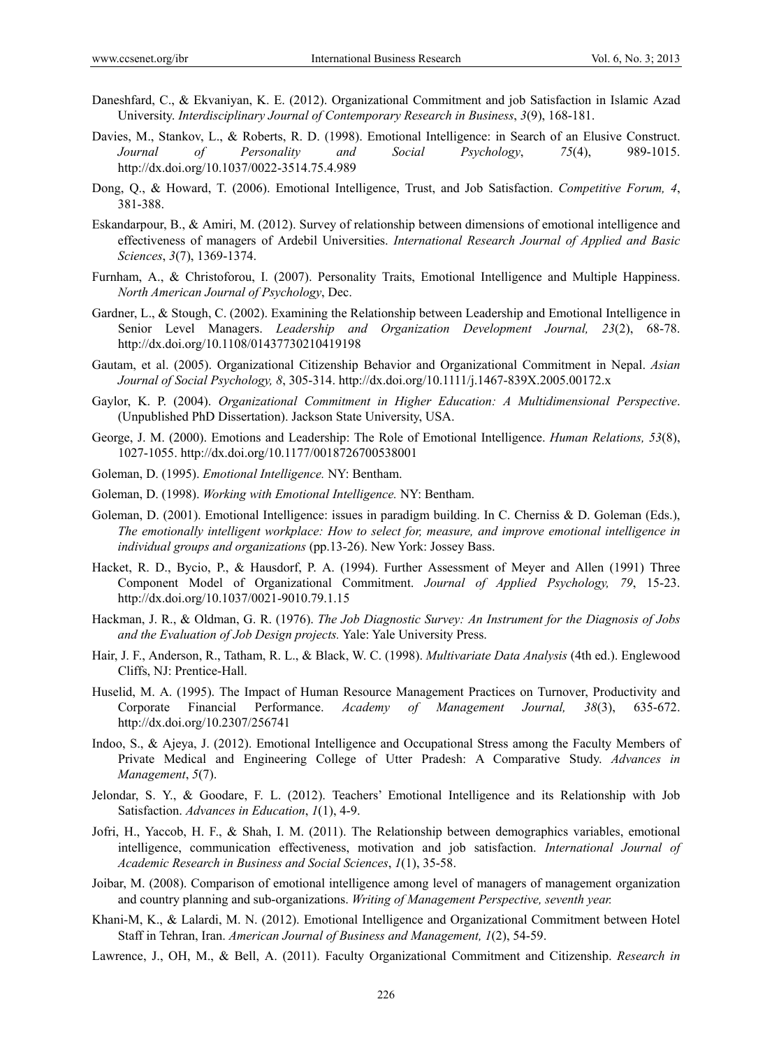Daneshfard, C., & Ekvaniyan, K. E. (2012). Organizational Commitment and job Satisfaction in Islamic Azad University. *Interdisciplinary Journal of Contemporary Research in Business*, *3*(9), 168-181.

Davies, M., Stankov, L., & Roberts, R. D. (1998). Emotional Intelligence: in Search of an Elusive Construct. *Journal of Personality and Social Psychology*, *75*(4), 989-1015. http://dx.doi.org/10.1037/0022-3514.75.4.989

Dong, Q., & Howard, T. (2006). Emotional Intelligence, Trust, and Job Satisfaction. *Competitive Forum, 4*, 381-388.

Eskandarpour, B., & Amiri, M. (2012). Survey of relationship between dimensions of emotional intelligence and effectiveness of managers of Ardebil Universities. *International Research Journal of Applied and Basic Sciences*, *3*(7), 1369-1374.

Furnham, A., & Christoforou, I. (2007). Personality Traits, Emotional Intelligence and Multiple Happiness. *North American Journal of Psychology*, Dec.

Gardner, L., & Stough, C. (2002). Examining the Relationship between Leadership and Emotional Intelligence in Senior Level Managers. *Leadership and Organization Development Journal, 23*(2), 68-78. http://dx.doi.org/10.1108/01437730210419198

Gautam, et al. (2005). Organizational Citizenship Behavior and Organizational Commitment in Nepal. *Asian Journal of Social Psychology, 8*, 305-314. http://dx.doi.org/10.1111/j.1467-839X.2005.00172.x

Gaylor, K. P. (2004). *Organizational Commitment in Higher Education: A Multidimensional Perspective*. (Unpublished PhD Dissertation). Jackson State University, USA.

George, J. M. (2000). Emotions and Leadership: The Role of Emotional Intelligence. *Human Relations, 53*(8), 1027-1055. http://dx.doi.org/10.1177/0018726700538001

Goleman, D. (1995). *Emotional Intelligence.* NY: Bentham.

Goleman, D. (1998). *Working with Emotional Intelligence.* NY: Bentham.

Goleman, D. (2001). Emotional Intelligence: issues in paradigm building. In C. Cherniss & D. Goleman (Eds.), *The emotionally intelligent workplace: How to select for, measure, and improve emotional intelligence in individual groups and organizations* (pp.13-26). New York: Jossey Bass.

Hacket, R. D., Bycio, P., & Hausdorf, P. A. (1994). Further Assessment of Meyer and Allen (1991) Three Component Model of Organizational Commitment. *Journal of Applied Psychology, 79*, 15-23. http://dx.doi.org/10.1037/0021-9010.79.1.15

Hackman, J. R., & Oldman, G. R. (1976). *The Job Diagnostic Survey: An Instrument for the Diagnosis of Jobs and the Evaluation of Job Design projects.* Yale: Yale University Press.

Hair, J. F., Anderson, R., Tatham, R. L., & Black, W. C. (1998). *Multivariate Data Analysis* (4th ed.). Englewood Cliffs, NJ: Prentice-Hall.

Huselid, M. A. (1995). The Impact of Human Resource Management Practices on Turnover, Productivity and Corporate Financial Performance. *Academy of Management Journal, 38*(3), 635-672. http://dx.doi.org/10.2307/256741

Indoo, S., & Ajeya, J. (2012). Emotional Intelligence and Occupational Stress among the Faculty Members of Private Medical and Engineering College of Utter Pradesh: A Comparative Study. *Advances in Management*, *5*(7).

Jelondar, S. Y., & Goodare, F. L. (2012). Teachers' Emotional Intelligence and its Relationship with Job Satisfaction. *Advances in Education*, *1*(1), 4-9.

Jofri, H., Yaccob, H. F., & Shah, I. M. (2011). The Relationship between demographics variables, emotional intelligence, communication effectiveness, motivation and job satisfaction. *International Journal of Academic Research in Business and Social Sciences*, *1*(1), 35-58.

Joibar, M. (2008). Comparison of emotional intelligence among level of managers of management organization and country planning and sub-organizations. *Writing of Management Perspective, seventh year.*

Khani-M, K., & Lalardi, M. N. (2012). Emotional Intelligence and Organizational Commitment between Hotel Staff in Tehran, Iran. *American Journal of Business and Management, 1*(2), 54-59.

Lawrence, J., OH, M., & Bell, A. (2011). Faculty Organizational Commitment and Citizenship. *Research in*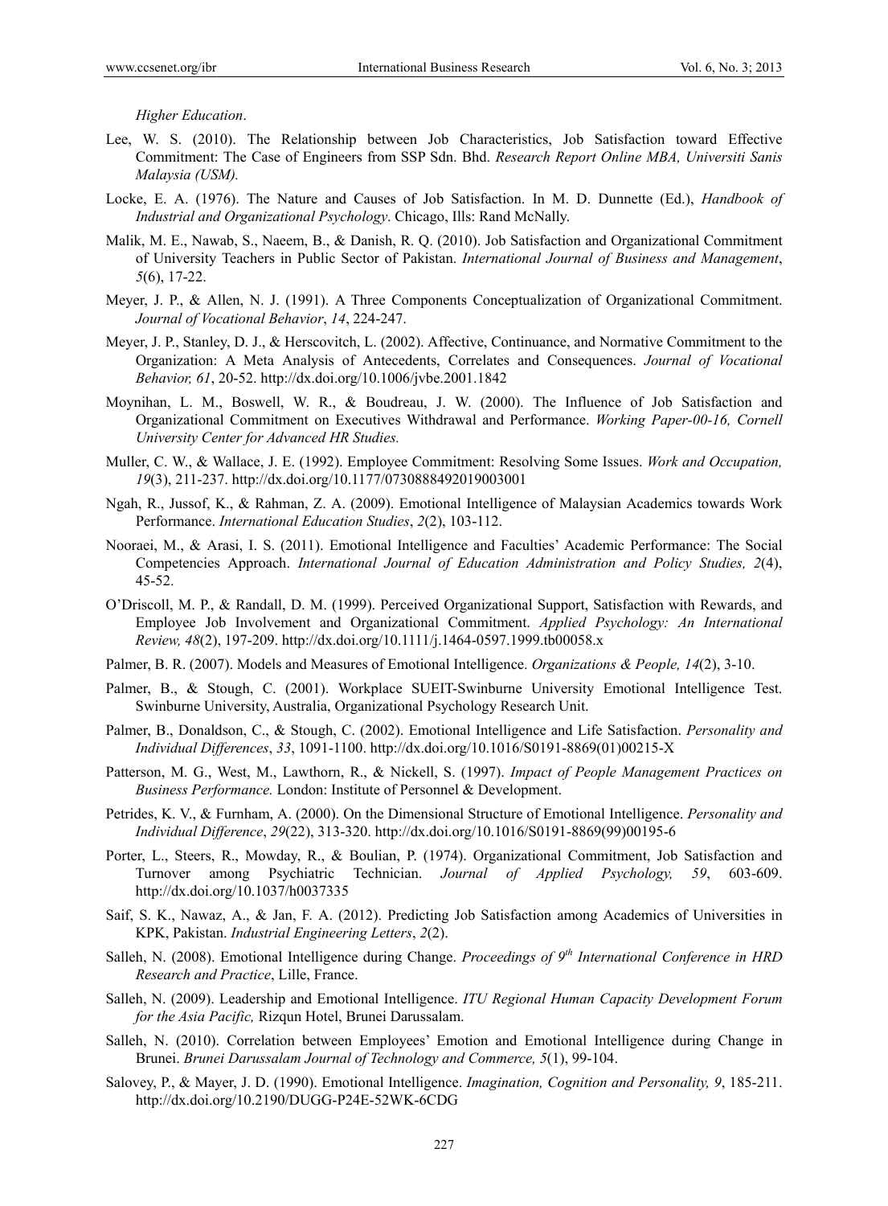*Higher Education*.

Lee, W. S. (2010). The Relationship between Job Characteristics, Job Satisfaction toward Effective Commitment: The Case of Engineers from SSP Sdn. Bhd. *Research Report Online MBA, Universiti Sanis Malaysia (USM).*

Locke, E. A. (1976). The Nature and Causes of Job Satisfaction. In M. D. Dunnette (Ed.), *Handbook of Industrial and Organizational Psychology*. Chicago, Ills: Rand McNally.

Malik, M. E., Nawab, S., Naeem, B., & Danish, R. Q. (2010). Job Satisfaction and Organizational Commitment of University Teachers in Public Sector of Pakistan. *International Journal of Business and Management*, *5*(6), 17-22.

Meyer, J. P., & Allen, N. J. (1991). A Three Components Conceptualization of Organizational Commitment. *Journal of Vocational Behavior*, *14*, 224-247.

Meyer, J. P., Stanley, D. J., & Herscovitch, L. (2002). Affective, Continuance, and Normative Commitment to the Organization: A Meta Analysis of Antecedents, Correlates and Consequences. *Journal of Vocational Behavior, 61*, 20-52. http://dx.doi.org/10.1006/jvbe.2001.1842

Moynihan, L. M., Boswell, W. R., & Boudreau, J. W. (2000). The Influence of Job Satisfaction and Organizational Commitment on Executives Withdrawal and Performance. *Working Paper-00-16, Cornell University Center for Advanced HR Studies.*

Muller, C. W., & Wallace, J. E. (1992). Employee Commitment: Resolving Some Issues. *Work and Occupation, 19*(3), 211-237. http://dx.doi.org/10.1177/0730888492019003001

Ngah, R., Jussof, K., & Rahman, Z. A. (2009). Emotional Intelligence of Malaysian Academics towards Work Performance. *International Education Studies*, *2*(2), 103-112.

Nooraei, M., & Arasi, I. S. (2011). Emotional Intelligence and Faculties' Academic Performance: The Social Competencies Approach. *International Journal of Education Administration and Policy Studies, 2*(4), 45-52.

O'Driscoll, M. P., & Randall, D. M. (1999). Perceived Organizational Support, Satisfaction with Rewards, and Employee Job Involvement and Organizational Commitment. *Applied Psychology: An International Review, 48*(2), 197-209. http://dx.doi.org/10.1111/j.1464-0597.1999.tb00058.x

Palmer, B. R. (2007). Models and Measures of Emotional Intelligence. *Organizations & People, 14*(2), 3-10.

Palmer, B., & Stough, C. (2001). Workplace SUEIT-Swinburne University Emotional Intelligence Test. Swinburne University, Australia, Organizational Psychology Research Unit.

Palmer, B., Donaldson, C., & Stough, C. (2002). Emotional Intelligence and Life Satisfaction. *Personality and Individual Differences*, *33*, 1091-1100. http://dx.doi.org/10.1016/S0191-8869(01)00215-X

Patterson, M. G., West, M., Lawthorn, R., & Nickell, S. (1997). *Impact of People Management Practices on Business Performance.* London: Institute of Personnel & Development.

Petrides, K. V., & Furnham, A. (2000). On the Dimensional Structure of Emotional Intelligence. *Personality and Individual Difference*, *29*(22), 313-320. http://dx.doi.org/10.1016/S0191-8869(99)00195-6

Porter, L., Steers, R., Mowday, R., & Boulian, P. (1974). Organizational Commitment, Job Satisfaction and Turnover among Psychiatric Technician. *Journal of Applied Psychology, 59*, 603-609. http://dx.doi.org/10.1037/h0037335

Saif, S. K., Nawaz, A., & Jan, F. A. (2012). Predicting Job Satisfaction among Academics of Universities in KPK, Pakistan. *Industrial Engineering Letters*, *2*(2).

Salleh, N. (2008). Emotional Intelligence during Change. *Proceedings of 9th International Conference in HRD Research and Practice*, Lille, France.

Salleh, N. (2009). Leadership and Emotional Intelligence. *ITU Regional Human Capacity Development Forum for the Asia Pacific,* Rizqun Hotel, Brunei Darussalam.

Salleh, N. (2010). Correlation between Employees' Emotion and Emotional Intelligence during Change in Brunei. *Brunei Darussalam Journal of Technology and Commerce, 5*(1), 99-104.

Salovey, P., & Mayer, J. D. (1990). Emotional Intelligence. *Imagination, Cognition and Personality, 9*, 185-211. http://dx.doi.org/10.2190/DUGG-P24E-52WK-6CDG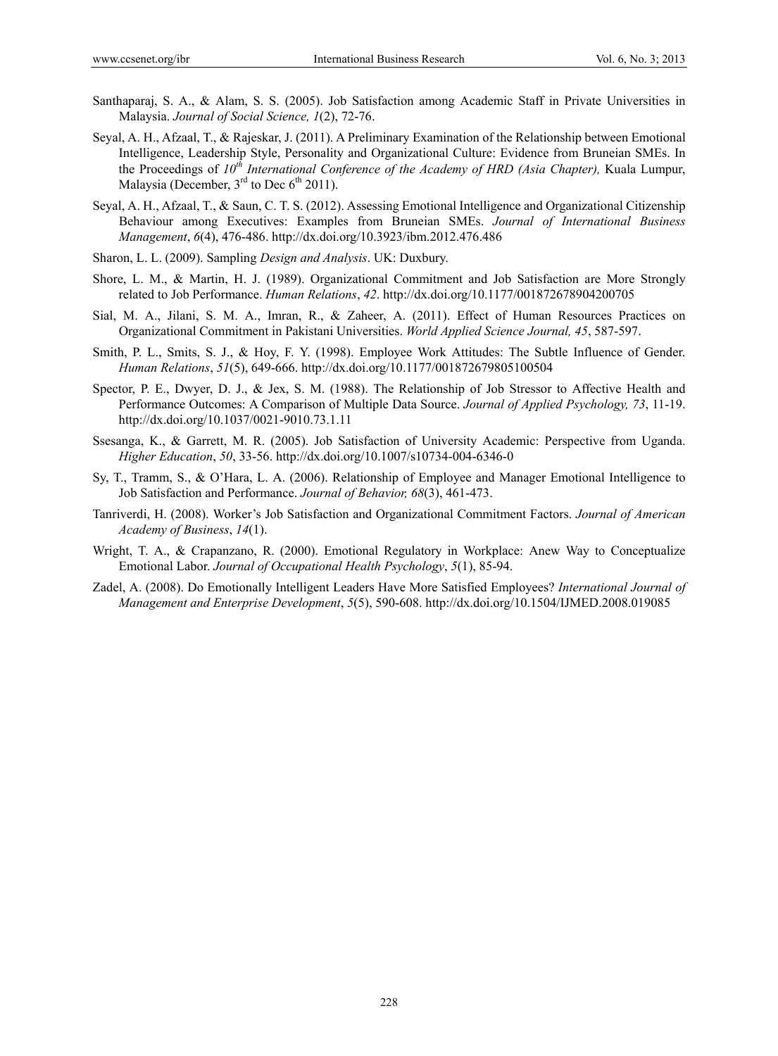Santhaparaj, S. A., & Alam, S. S. (2005). Job Satisfaction among Academic Staff in Private Universities in Malaysia. *Journal of Social Science, 1*(2), 72-76.

Seyal, A. H., Afzaal, T., & Rajeskar, J. (2011). A Preliminary Examination of the Relationship between Emotional Intelligence, Leadership Style, Personality and Organizational Culture: Evidence from Bruneian SMEs. In the Proceedings of *10th International Conference of the Academy of HRD (Asia Chapter),* Kuala Lumpur, Malaysia (December, 3rd to Dec 6th 2011).

Seyal, A. H., Afzaal, T., & Saun, C. T. S. (2012). Assessing Emotional Intelligence and Organizational Citizenship Behaviour among Executives: Examples from Bruneian SMEs. *Journal of International Business Management*, *6*(4), 476-486. http://dx.doi.org/10.3923/ibm.2012.476.486

Sharon, L. L. (2009). Sampling *Design and Analysis*. UK: Duxbury.

Shore, L. M., & Martin, H. J. (1989). Organizational Commitment and Job Satisfaction are More Strongly related to Job Performance. *Human Relations*, *42*. http://dx.doi.org/10.1177/001872678904200705

Sial, M. A., Jilani, S. M. A., Imran, R., & Zaheer, A. (2011). Effect of Human Resources Practices on Organizational Commitment in Pakistani Universities. *World Applied Science Journal, 45*, 587-597.

Smith, P. L., Smits, S. J., & Hoy, F. Y. (1998). Employee Work Attitudes: The Subtle Influence of Gender. *Human Relations*, *51*(5), 649-666. http://dx.doi.org/10.1177/001872679805100504

Spector, P. E., Dwyer, D. J., & Jex, S. M. (1988). The Relationship of Job Stressor to Affective Health and Performance Outcomes: A Comparison of Multiple Data Source. *Journal of Applied Psychology, 73*, 11-19. http://dx.doi.org/10.1037/0021-9010.73.1.11

Ssesanga, K., & Garrett, M. R. (2005). Job Satisfaction of University Academic: Perspective from Uganda. *Higher Education*, *50*, 33-56. http://dx.doi.org/10.1007/s10734-004-6346-0

Sy, T., Tramm, S., & O'Hara, L. A. (2006). Relationship of Employee and Manager Emotional Intelligence to Job Satisfaction and Performance. *Journal of Behavior, 68*(3), 461-473.

Tanriverdi, H. (2008). Worker's Job Satisfaction and Organizational Commitment Factors. *Journal of American Academy of Business*, *14*(1).

Wright, T. A., & Crapanzano, R. (2000). Emotional Regulatory in Workplace: Anew Way to Conceptualize Emotional Labor. *Journal of Occupational Health Psychology*, *5*(1), 85-94.

Zadel, A. (2008). Do Emotionally Intelligent Leaders Have More Satisfied Employees? *International Journal of Management and Enterprise Development*, *5*(5), 590-608. http://dx.doi.org/10.1504/IJMED.2008.019085